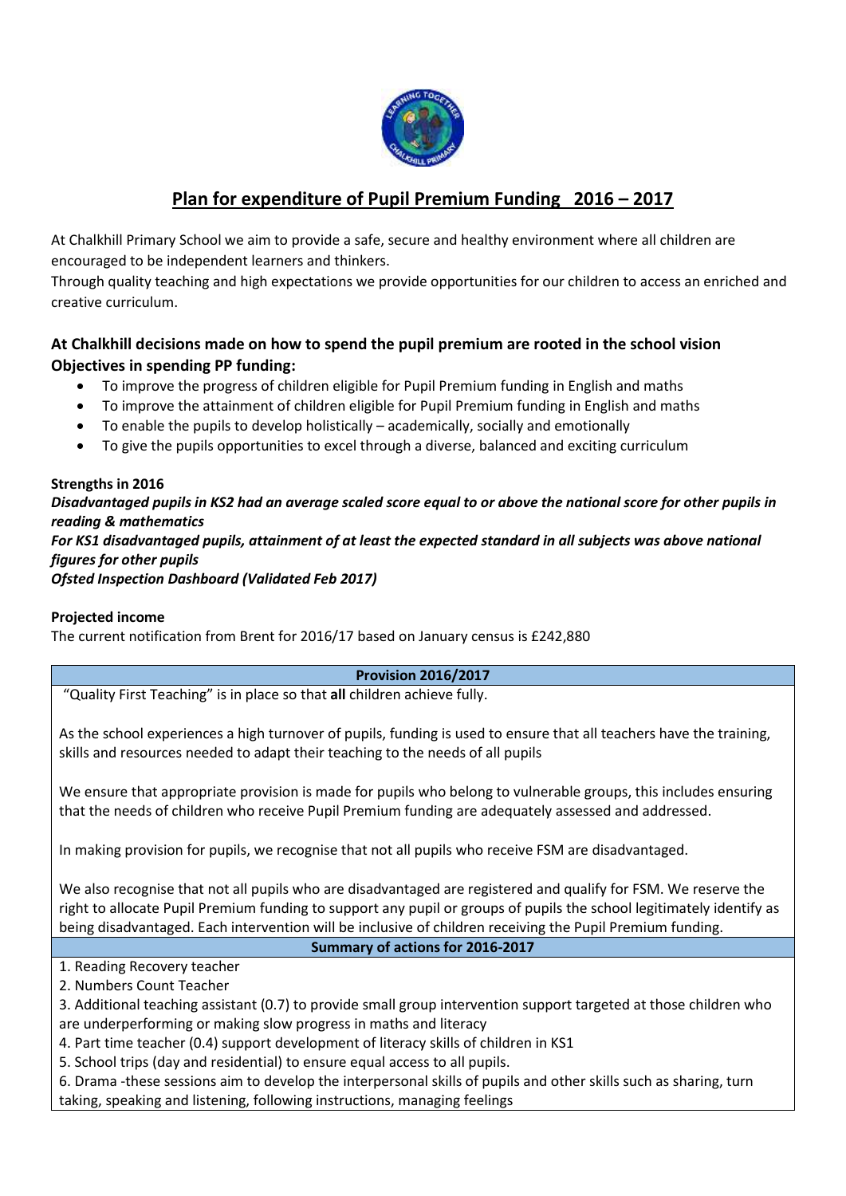# Plan for expenditure of Pupil Premium Funding 2016 – 2017

At Chalkhill Primary School we aim to provide a safe, secure and healthy environment where all children are encouraged to be independent learners and thinkers.
Through quality teaching and high expectations we provide opportunities for our children to access an enriched and creative curriculum.

### At Chalkhill decisions made on how to spend the pupil premium are rooted in the school vision
### Objectives in spending PP funding:

- To improve the progress of children eligible for Pupil Premium funding in English and maths
- To improve the attainment of children eligible for Pupil Premium funding in English and maths
- To enable the pupils to develop holistically – academically, socially and emotionally
- To give the pupils opportunities to excel through a diverse, balanced and exciting curriculum

**Strengths in 2016**

***Disadvantaged pupils in KS2 had an average scaled score equal to or above the national score for other pupils in reading & mathematics***

***For KS1 disadvantaged pupils, attainment of at least the expected standard in all subjects was above national figures for other pupils***

***Ofsted Inspection Dashboard (Validated Feb 2017)***

**Projected income**

The current notification from Brent for 2016/17 based on January census is £242,880

| Provision 2016/2017 |
|---|
| "Quality First Teaching" is in place so that **all** children achieve fully.<br><br>As the school experiences a high turnover of pupils, funding is used to ensure that all teachers have the training, skills and resources needed to adapt their teaching to the needs of all pupils<br><br>We ensure that appropriate provision is made for pupils who belong to vulnerable groups, this includes ensuring that the needs of children who receive Pupil Premium funding are adequately assessed and addressed.<br><br>In making provision for pupils, we recognise that not all pupils who receive FSM are disadvantaged.<br><br>We also recognise that not all pupils who are disadvantaged are registered and qualify for FSM. We reserve the right to allocate Pupil Premium funding to support any pupil or groups of pupils the school legitimately identify as being disadvantaged. Each intervention will be inclusive of children receiving the Pupil Premium funding. |
| **Summary of actions for 2016-2017** |
| 1. Reading Recovery teacher<br>2. Numbers Count Teacher<br>3. Additional teaching assistant (0.7) to provide small group intervention support targeted at those children who are underperforming or making slow progress in maths and literacy<br>4. Part time teacher (0.4) support development of literacy skills of children in KS1<br>5. School trips (day and residential) to ensure equal access to all pupils.<br>6. Drama -these sessions aim to develop the interpersonal skills of pupils and other skills such as sharing, turn taking, speaking and listening, following instructions, managing feelings |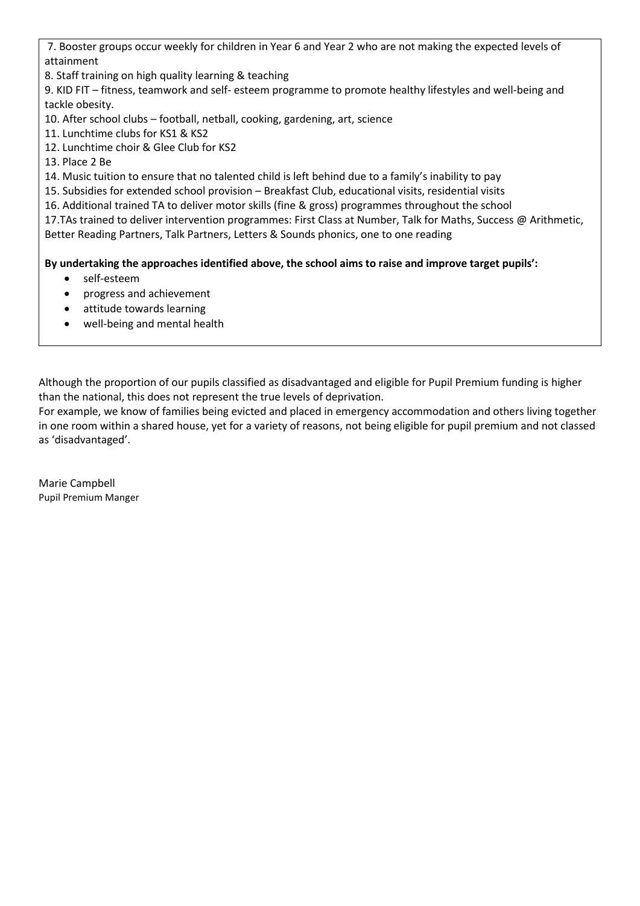7. Booster groups occur weekly for children in Year 6 and Year 2 who are not making the expected levels of attainment
8. Staff training on high quality learning & teaching
9. KID FIT – fitness, teamwork and self- esteem programme to promote healthy lifestyles and well-being and tackle obesity.
10. After school clubs – football, netball, cooking, gardening, art, science
11. Lunchtime clubs for KS1 & KS2
12. Lunchtime choir & Glee Club for KS2
13. Place 2 Be
14. Music tuition to ensure that no talented child is left behind due to a family's inability to pay
15. Subsidies for extended school provision – Breakfast Club, educational visits, residential visits
16. Additional trained TA to deliver motor skills (fine & gross) programmes throughout the school
17. TAs trained to deliver intervention programmes: First Class at Number, Talk for Maths, Success @ Arithmetic, Better Reading Partners, Talk Partners, Letters & Sounds phonics, one to one reading

**By undertaking the approaches identified above, the school aims to raise and improve target pupils':**

- self-esteem
- progress and achievement
- attitude towards learning
- well-being and mental health

Although the proportion of our pupils classified as disadvantaged and eligible for Pupil Premium funding is higher than the national, this does not represent the true levels of deprivation.
For example, we know of families being evicted and placed in emergency accommodation and others living together in one room within a shared house, yet for a variety of reasons, not being eligible for pupil premium and not classed as 'disadvantaged'.

Marie Campbell
Pupil Premium Manger